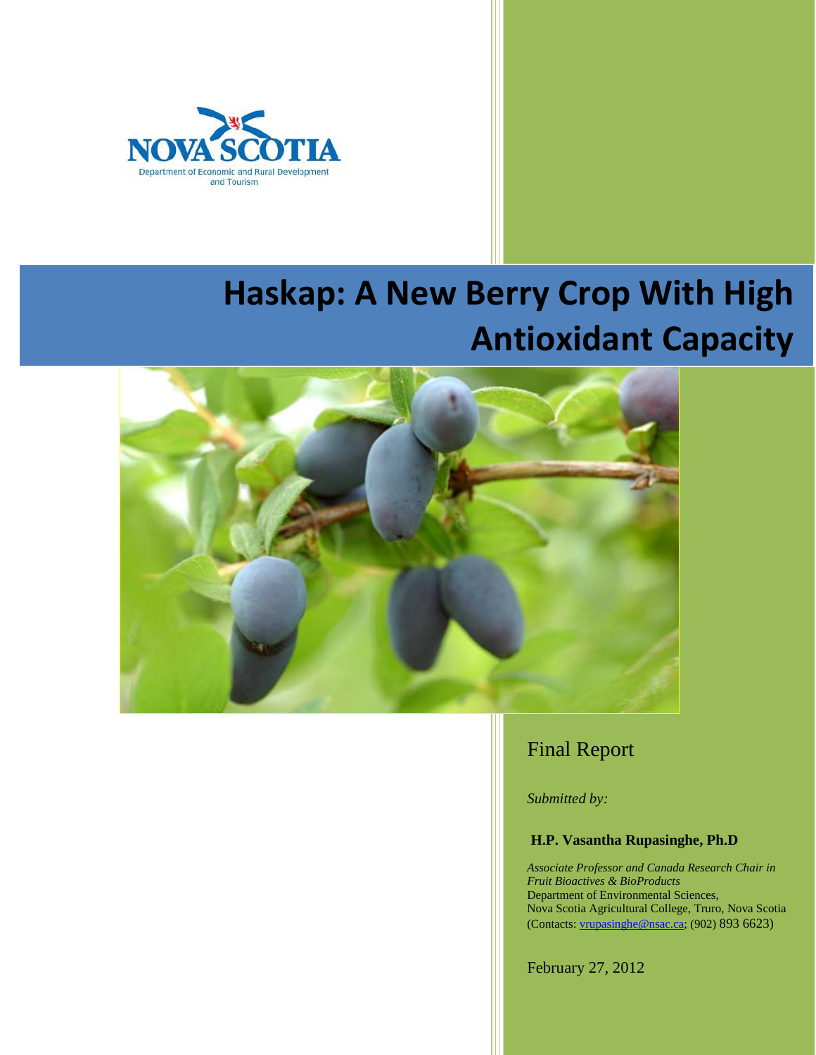NOVA SCOTIA

Department of Economic and Rural Development and Tourism

# Haskap: A New Berry Crop With High Antioxidant Capacity

Final Report

*Submitted by:*

**H.P. Vasantha Rupasinghe, Ph.D**

*Associate Professor and Canada Research Chair in Fruit Bioactives & BioProducts*
Department of Environmental Sciences,
Nova Scotia Agricultural College, Truro, Nova Scotia
(Contacts: vrupasinghe@nsac.ca; (902) 893 6623)

February 27, 2012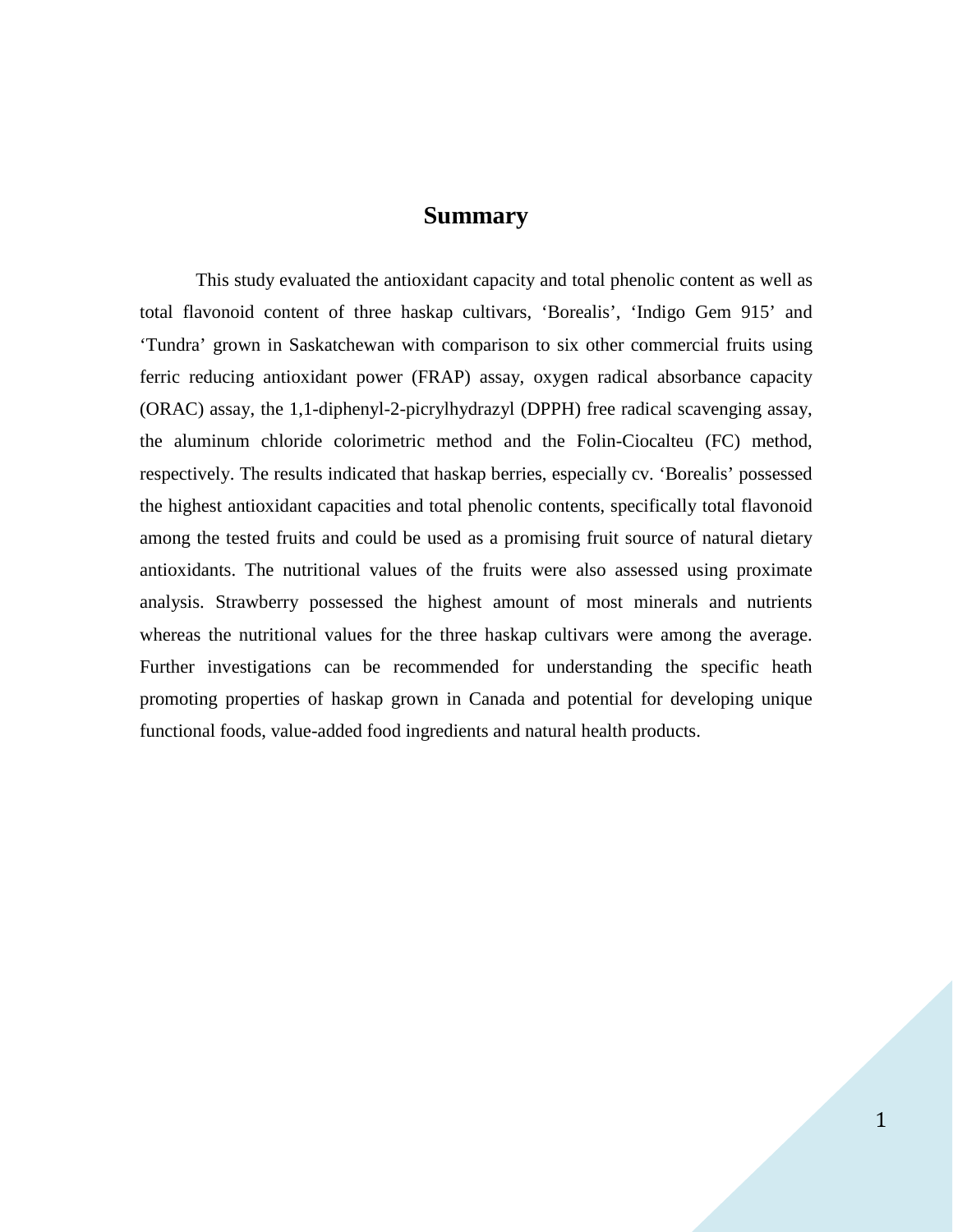# Summary

This study evaluated the antioxidant capacity and total phenolic content as well as total flavonoid content of three haskap cultivars, 'Borealis', 'Indigo Gem 915' and 'Tundra' grown in Saskatchewan with comparison to six other commercial fruits using ferric reducing antioxidant power (FRAP) assay, oxygen radical absorbance capacity (ORAC) assay, the 1,1-diphenyl-2-picrylhydrazyl (DPPH) free radical scavenging assay, the aluminum chloride colorimetric method and the Folin-Ciocalteu (FC) method, respectively. The results indicated that haskap berries, especially cv. 'Borealis' possessed the highest antioxidant capacities and total phenolic contents, specifically total flavonoid among the tested fruits and could be used as a promising fruit source of natural dietary antioxidants. The nutritional values of the fruits were also assessed using proximate analysis. Strawberry possessed the highest amount of most minerals and nutrients whereas the nutritional values for the three haskap cultivars were among the average. Further investigations can be recommended for understanding the specific heath promoting properties of haskap grown in Canada and potential for developing unique functional foods, value-added food ingredients and natural health products.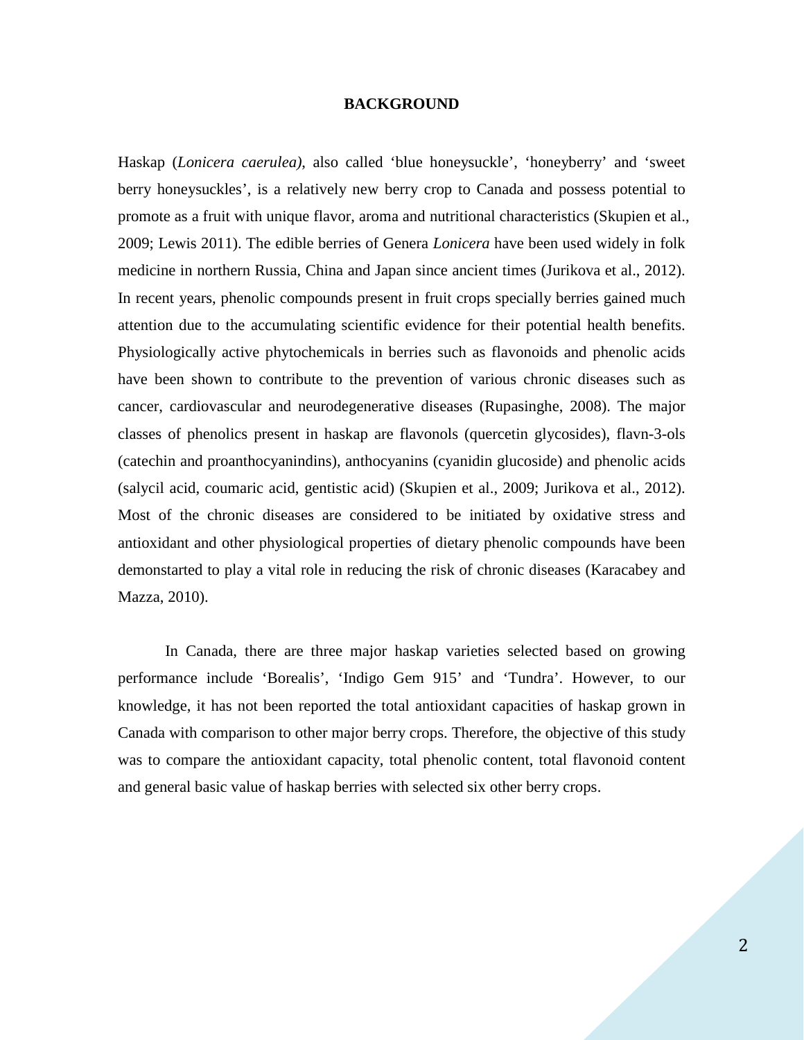## BACKGROUND

Haskap (*Lonicera caerulea)*, also called 'blue honeysuckle', 'honeyberry' and 'sweet berry honeysuckles', is a relatively new berry crop to Canada and possess potential to promote as a fruit with unique flavor, aroma and nutritional characteristics (Skupien et al., 2009; Lewis 2011). The edible berries of Genera *Lonicera* have been used widely in folk medicine in northern Russia, China and Japan since ancient times (Jurikova et al., 2012). In recent years, phenolic compounds present in fruit crops specially berries gained much attention due to the accumulating scientific evidence for their potential health benefits. Physiologically active phytochemicals in berries such as flavonoids and phenolic acids have been shown to contribute to the prevention of various chronic diseases such as cancer, cardiovascular and neurodegenerative diseases (Rupasinghe, 2008). The major classes of phenolics present in haskap are flavonols (quercetin glycosides), flavn-3-ols (catechin and proanthocyanindins), anthocyanins (cyanidin glucoside) and phenolic acids (salycil acid, coumaric acid, gentistic acid) (Skupien et al., 2009; Jurikova et al., 2012). Most of the chronic diseases are considered to be initiated by oxidative stress and antioxidant and other physiological properties of dietary phenolic compounds have been demonstarted to play a vital role in reducing the risk of chronic diseases (Karacabey and Mazza, 2010).

In Canada, there are three major haskap varieties selected based on growing performance include 'Borealis', 'Indigo Gem 915' and 'Tundra'. However, to our knowledge, it has not been reported the total antioxidant capacities of haskap grown in Canada with comparison to other major berry crops. Therefore, the objective of this study was to compare the antioxidant capacity, total phenolic content, total flavonoid content and general basic value of haskap berries with selected six other berry crops.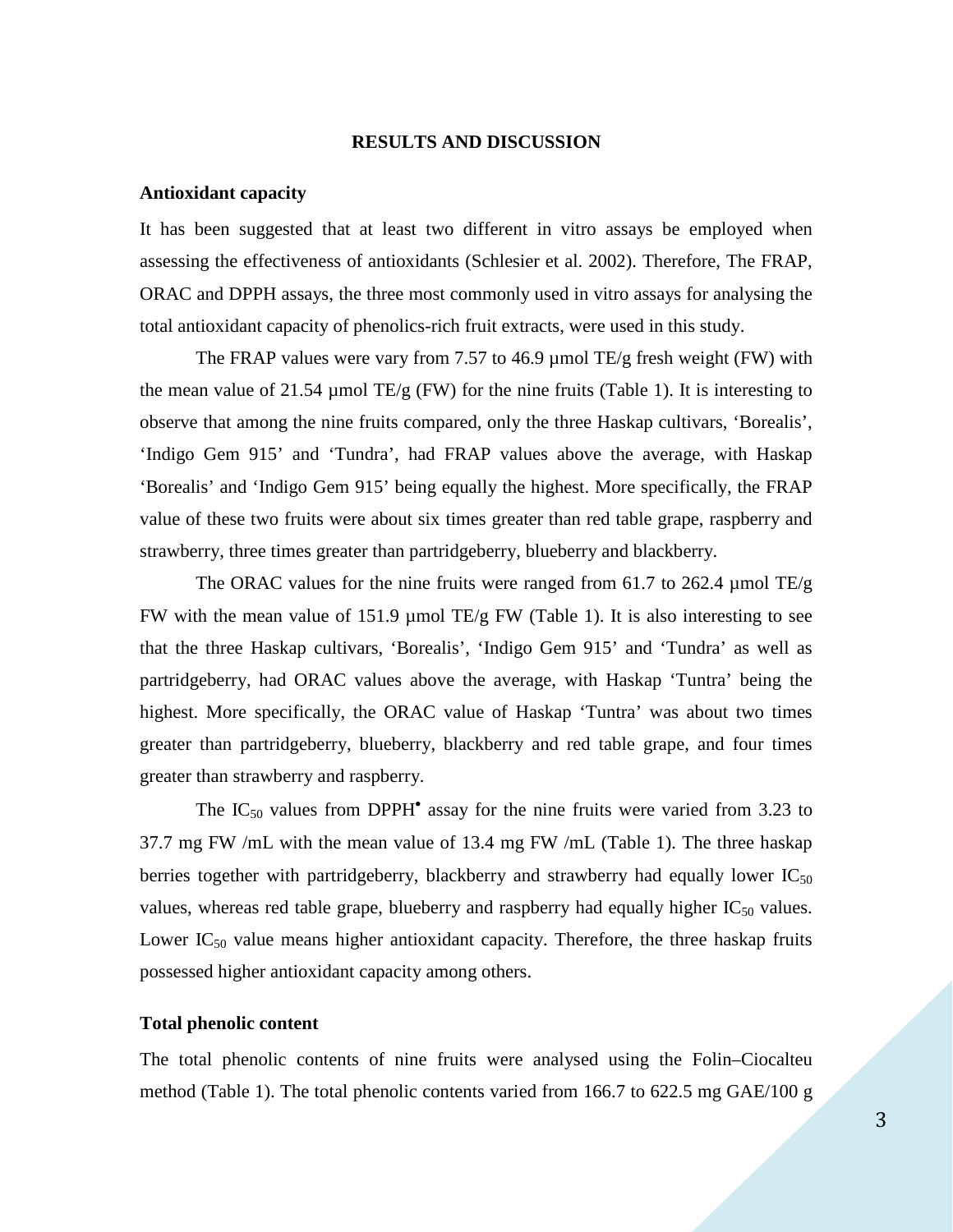## RESULTS AND DISCUSSION

### Antioxidant capacity

It has been suggested that at least two different in vitro assays be employed when assessing the effectiveness of antioxidants (Schlesier et al. 2002). Therefore, The FRAP, ORAC and DPPH assays, the three most commonly used in vitro assays for analysing the total antioxidant capacity of phenolics-rich fruit extracts, were used in this study.

The FRAP values were vary from 7.57 to 46.9 µmol TE/g fresh weight (FW) with the mean value of 21.54 µmol TE/g (FW) for the nine fruits (Table 1). It is interesting to observe that among the nine fruits compared, only the three Haskap cultivars, 'Borealis', 'Indigo Gem 915' and 'Tundra', had FRAP values above the average, with Haskap 'Borealis' and 'Indigo Gem 915' being equally the highest. More specifically, the FRAP value of these two fruits were about six times greater than red table grape, raspberry and strawberry, three times greater than partridgeberry, blueberry and blackberry.

The ORAC values for the nine fruits were ranged from 61.7 to 262.4 µmol TE/g FW with the mean value of 151.9 µmol TE/g FW (Table 1). It is also interesting to see that the three Haskap cultivars, 'Borealis', 'Indigo Gem 915' and 'Tundra' as well as partridgeberry, had ORAC values above the average, with Haskap 'Tuntra' being the highest. More specifically, the ORAC value of Haskap 'Tuntra' was about two times greater than partridgeberry, blueberry, blackberry and red table grape, and four times greater than strawberry and raspberry.

The $IC_{50}$ values from $DPPH^{\bullet}$ assay for the nine fruits were varied from 3.23 to 37.7 mg FW /mL with the mean value of 13.4 mg FW /mL (Table 1). The three haskap berries together with partridgeberry, blackberry and strawberry had equally lower $IC_{50}$ values, whereas red table grape, blueberry and raspberry had equally higher $IC_{50}$ values. Lower $IC_{50}$ value means higher antioxidant capacity. Therefore, the three haskap fruits possessed higher antioxidant capacity among others.

### Total phenolic content

The total phenolic contents of nine fruits were analysed using the Folin–Ciocalteu method (Table 1). The total phenolic contents varied from 166.7 to 622.5 mg GAE/100 g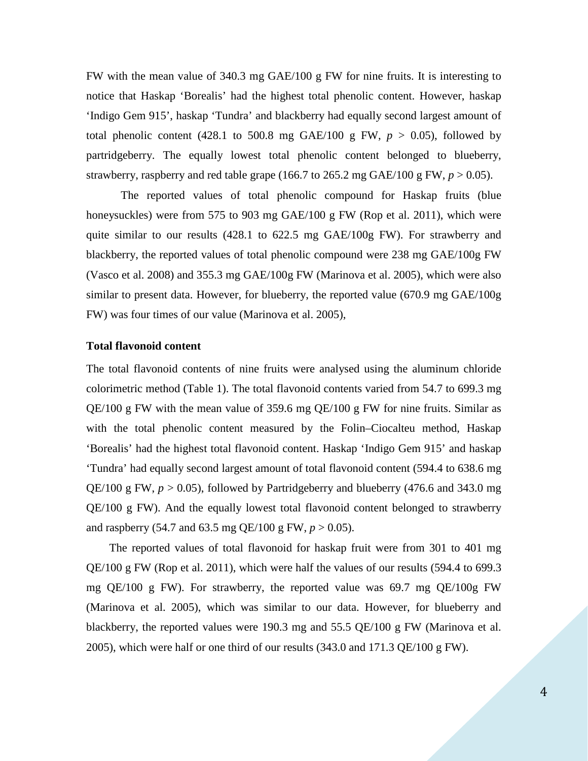FW with the mean value of 340.3 mg GAE/100 g FW for nine fruits. It is interesting to notice that Haskap 'Borealis' had the highest total phenolic content. However, haskap 'Indigo Gem 915', haskap 'Tundra' and blackberry had equally second largest amount of total phenolic content (428.1 to 500.8 mg GAE/100 g FW, $p > 0.05$), followed by partridgeberry. The equally lowest total phenolic content belonged to blueberry, strawberry, raspberry and red table grape (166.7 to 265.2 mg GAE/100 g FW, $p > 0.05$).

The reported values of total phenolic compound for Haskap fruits (blue honeysuckles) were from 575 to 903 mg GAE/100 g FW (Rop et al. 2011), which were quite similar to our results (428.1 to 622.5 mg GAE/100g FW). For strawberry and blackberry, the reported values of total phenolic compound were 238 mg GAE/100g FW (Vasco et al. 2008) and 355.3 mg GAE/100g FW (Marinova et al. 2005), which were also similar to present data. However, for blueberry, the reported value (670.9 mg GAE/100g FW) was four times of our value (Marinova et al. 2005),

**Total flavonoid content**

The total flavonoid contents of nine fruits were analysed using the aluminum chloride colorimetric method (Table 1). The total flavonoid contents varied from 54.7 to 699.3 mg QE/100 g FW with the mean value of 359.6 mg QE/100 g FW for nine fruits. Similar as with the total phenolic content measured by the Folin–Ciocalteu method, Haskap 'Borealis' had the highest total flavonoid content. Haskap 'Indigo Gem 915' and haskap 'Tundra' had equally second largest amount of total flavonoid content (594.4 to 638.6 mg QE/100 g FW, $p > 0.05$), followed by Partridgeberry and blueberry (476.6 and 343.0 mg QE/100 g FW). And the equally lowest total flavonoid content belonged to strawberry and raspberry (54.7 and 63.5 mg QE/100 g FW, $p > 0.05$).

The reported values of total flavonoid for haskap fruit were from 301 to 401 mg QE/100 g FW (Rop et al. 2011), which were half the values of our results (594.4 to 699.3 mg QE/100 g FW). For strawberry, the reported value was 69.7 mg QE/100g FW (Marinova et al. 2005), which was similar to our data. However, for blueberry and blackberry, the reported values were 190.3 mg and 55.5 QE/100 g FW (Marinova et al. 2005), which were half or one third of our results (343.0 and 171.3 QE/100 g FW).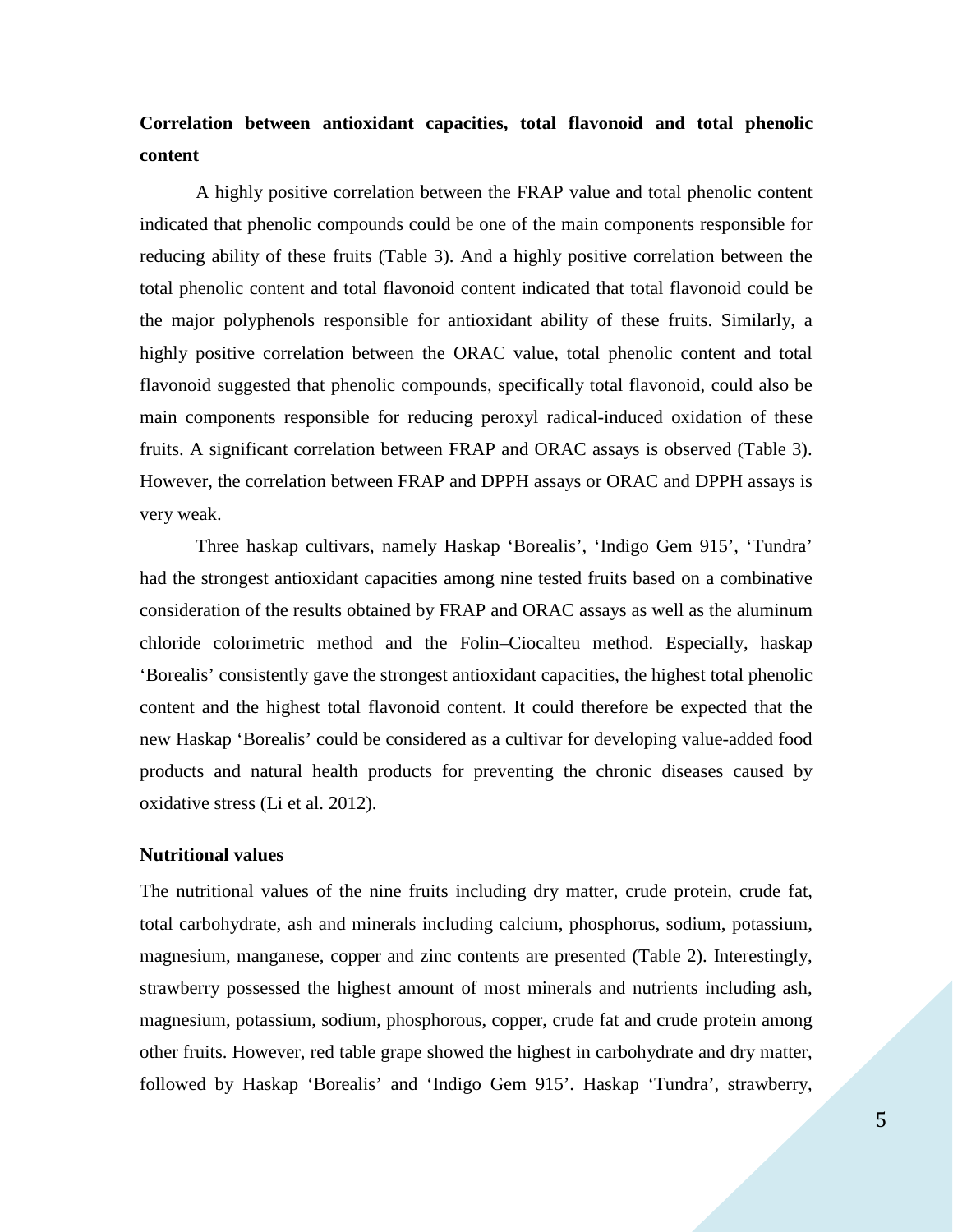**Correlation between antioxidant capacities, total flavonoid and total phenolic content**

A highly positive correlation between the FRAP value and total phenolic content indicated that phenolic compounds could be one of the main components responsible for reducing ability of these fruits (Table 3). And a highly positive correlation between the total phenolic content and total flavonoid content indicated that total flavonoid could be the major polyphenols responsible for antioxidant ability of these fruits. Similarly, a highly positive correlation between the ORAC value, total phenolic content and total flavonoid suggested that phenolic compounds, specifically total flavonoid, could also be main components responsible for reducing peroxyl radical-induced oxidation of these fruits. A significant correlation between FRAP and ORAC assays is observed (Table 3). However, the correlation between FRAP and DPPH assays or ORAC and DPPH assays is very weak.

Three haskap cultivars, namely Haskap 'Borealis', 'Indigo Gem 915', 'Tundra' had the strongest antioxidant capacities among nine tested fruits based on a combinative consideration of the results obtained by FRAP and ORAC assays as well as the aluminum chloride colorimetric method and the Folin–Ciocalteu method. Especially, haskap 'Borealis' consistently gave the strongest antioxidant capacities, the highest total phenolic content and the highest total flavonoid content. It could therefore be expected that the new Haskap 'Borealis' could be considered as a cultivar for developing value-added food products and natural health products for preventing the chronic diseases caused by oxidative stress (Li et al. 2012).

**Nutritional values**

The nutritional values of the nine fruits including dry matter, crude protein, crude fat, total carbohydrate, ash and minerals including calcium, phosphorus, sodium, potassium, magnesium, manganese, copper and zinc contents are presented (Table 2). Interestingly, strawberry possessed the highest amount of most minerals and nutrients including ash, magnesium, potassium, sodium, phosphorous, copper, crude fat and crude protein among other fruits. However, red table grape showed the highest in carbohydrate and dry matter, followed by Haskap 'Borealis' and 'Indigo Gem 915'. Haskap 'Tundra', strawberry,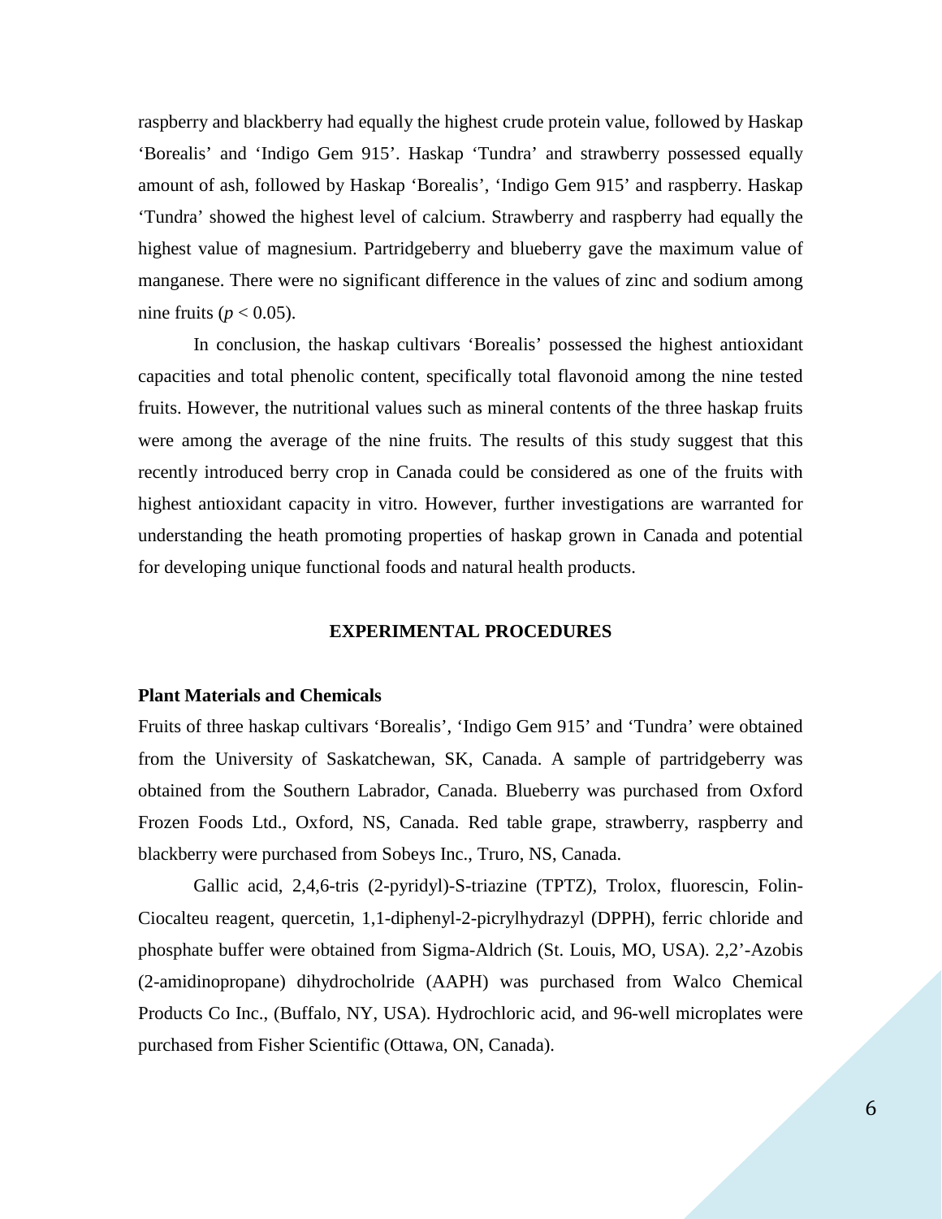raspberry and blackberry had equally the highest crude protein value, followed by Haskap 'Borealis' and 'Indigo Gem 915'. Haskap 'Tundra' and strawberry possessed equally amount of ash, followed by Haskap 'Borealis', 'Indigo Gem 915' and raspberry. Haskap 'Tundra' showed the highest level of calcium. Strawberry and raspberry had equally the highest value of magnesium. Partridgeberry and blueberry gave the maximum value of manganese. There were no significant difference in the values of zinc and sodium among nine fruits ($p < 0.05$).

In conclusion, the haskap cultivars 'Borealis' possessed the highest antioxidant capacities and total phenolic content, specifically total flavonoid among the nine tested fruits. However, the nutritional values such as mineral contents of the three haskap fruits were among the average of the nine fruits. The results of this study suggest that this recently introduced berry crop in Canada could be considered as one of the fruits with highest antioxidant capacity in vitro. However, further investigations are warranted for understanding the heath promoting properties of haskap grown in Canada and potential for developing unique functional foods and natural health products.

## EXPERIMENTAL PROCEDURES

### Plant Materials and Chemicals

Fruits of three haskap cultivars 'Borealis', 'Indigo Gem 915' and 'Tundra' were obtained from the University of Saskatchewan, SK, Canada. A sample of partridgeberry was obtained from the Southern Labrador, Canada. Blueberry was purchased from Oxford Frozen Foods Ltd., Oxford, NS, Canada. Red table grape, strawberry, raspberry and blackberry were purchased from Sobeys Inc., Truro, NS, Canada.

Gallic acid, 2,4,6-tris (2-pyridyl)-S-triazine (TPTZ), Trolox, fluorescin, Folin-Ciocalteu reagent, quercetin, 1,1-diphenyl-2-picrylhydrazyl (DPPH), ferric chloride and phosphate buffer were obtained from Sigma-Aldrich (St. Louis, MO, USA). 2,2'-Azobis (2-amidinopropane) dihydrocholride (AAPH) was purchased from Walco Chemical Products Co Inc., (Buffalo, NY, USA). Hydrochloric acid, and 96-well microplates were purchased from Fisher Scientific (Ottawa, ON, Canada).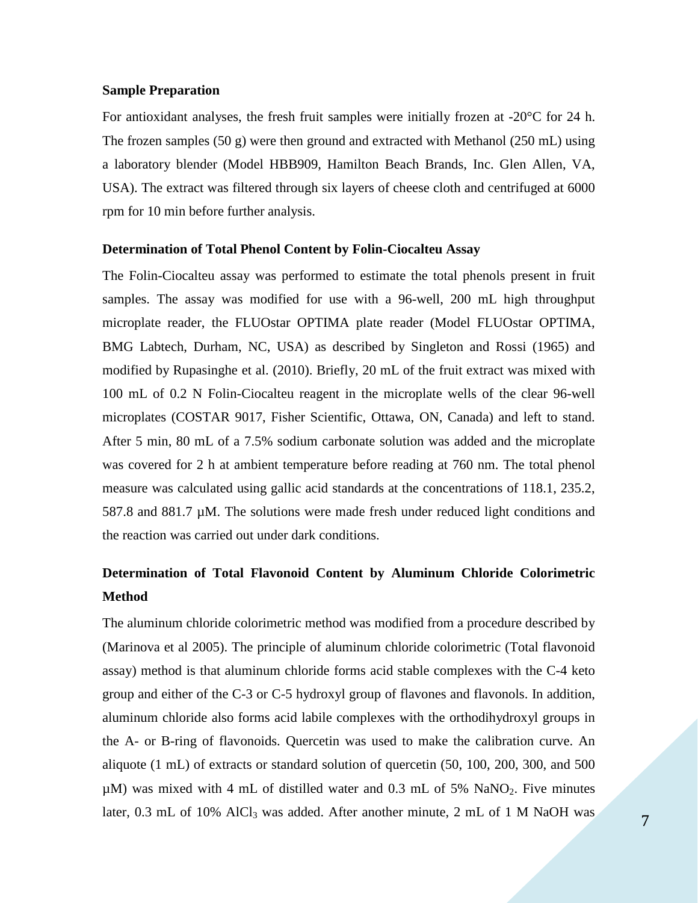### Sample Preparation

For antioxidant analyses, the fresh fruit samples were initially frozen at -20°C for 24 h. The frozen samples (50 g) were then ground and extracted with Methanol (250 mL) using a laboratory blender (Model HBB909, Hamilton Beach Brands, Inc. Glen Allen, VA, USA). The extract was filtered through six layers of cheese cloth and centrifuged at 6000 rpm for 10 min before further analysis.

### Determination of Total Phenol Content by Folin-Ciocalteu Assay

The Folin-Ciocalteu assay was performed to estimate the total phenols present in fruit samples. The assay was modified for use with a 96-well, 200 mL high throughput microplate reader, the FLUOstar OPTIMA plate reader (Model FLUOstar OPTIMA, BMG Labtech, Durham, NC, USA) as described by Singleton and Rossi (1965) and modified by Rupasinghe et al. (2010). Briefly, 20 mL of the fruit extract was mixed with 100 mL of 0.2 N Folin-Ciocalteu reagent in the microplate wells of the clear 96-well microplates (COSTAR 9017, Fisher Scientific, Ottawa, ON, Canada) and left to stand. After 5 min, 80 mL of a 7.5% sodium carbonate solution was added and the microplate was covered for 2 h at ambient temperature before reading at 760 nm. The total phenol measure was calculated using gallic acid standards at the concentrations of 118.1, 235.2, 587.8 and 881.7 µM. The solutions were made fresh under reduced light conditions and the reaction was carried out under dark conditions.

### Determination of Total Flavonoid Content by Aluminum Chloride Colorimetric Method

The aluminum chloride colorimetric method was modified from a procedure described by (Marinova et al 2005). The principle of aluminum chloride colorimetric (Total flavonoid assay) method is that aluminum chloride forms acid stable complexes with the C-4 keto group and either of the C-3 or C-5 hydroxyl group of flavones and flavonols. In addition, aluminum chloride also forms acid labile complexes with the orthodihydroxyl groups in the A- or B-ring of flavonoids. Quercetin was used to make the calibration curve. An aliquote (1 mL) of extracts or standard solution of quercetin (50, 100, 200, 300, and 500 µM) was mixed with 4 mL of distilled water and 0.3 mL of 5% $NaNO_2$. Five minutes later, 0.3 mL of 10% $AlCl_3$ was added. After another minute, 2 mL of 1 M NaOH was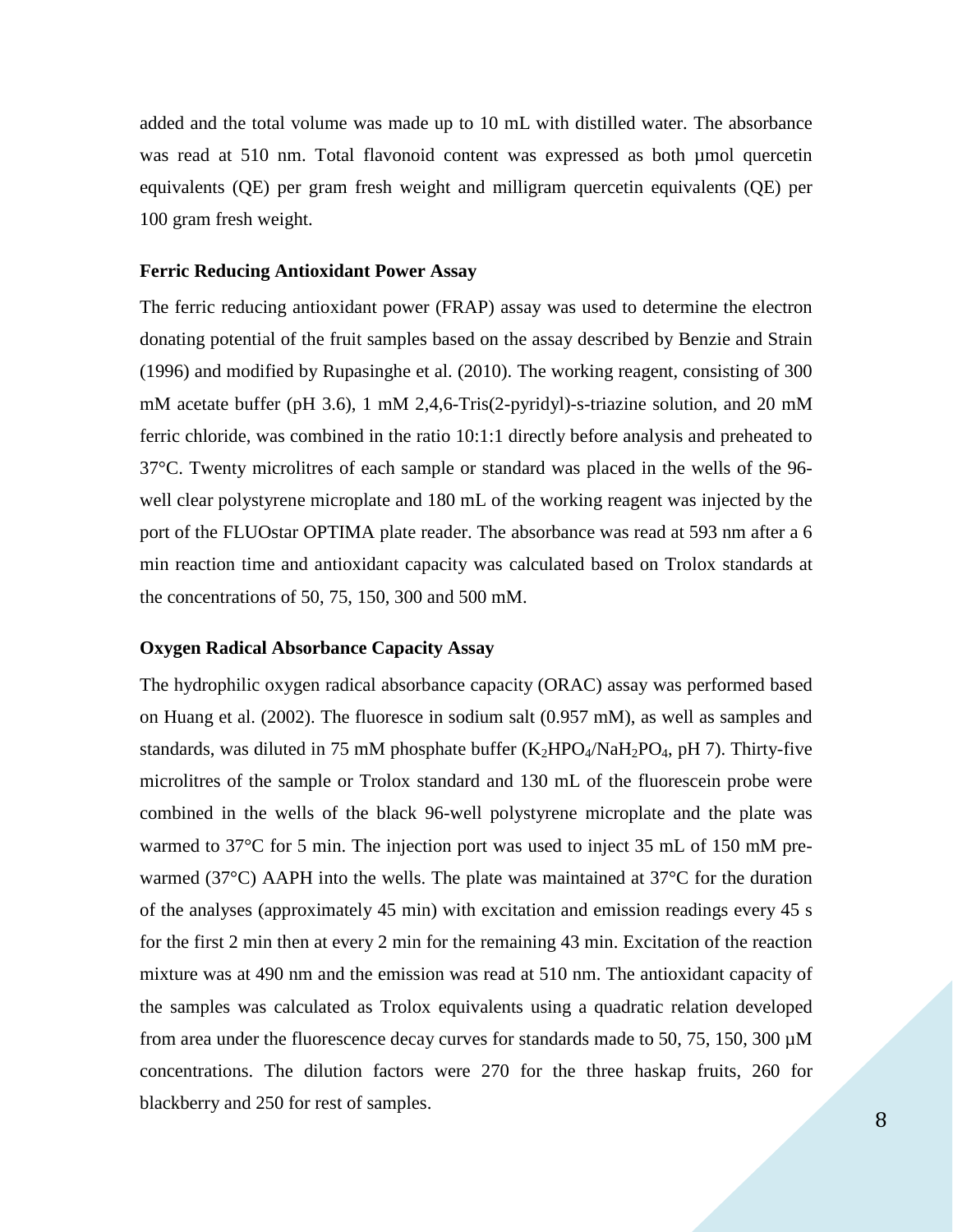added and the total volume was made up to 10 mL with distilled water. The absorbance was read at 510 nm. Total flavonoid content was expressed as both µmol quercetin equivalents (QE) per gram fresh weight and milligram quercetin equivalents (QE) per 100 gram fresh weight.

### Ferric Reducing Antioxidant Power Assay

The ferric reducing antioxidant power (FRAP) assay was used to determine the electron donating potential of the fruit samples based on the assay described by Benzie and Strain (1996) and modified by Rupasinghe et al. (2010). The working reagent, consisting of 300 mM acetate buffer (pH 3.6), 1 mM 2,4,6-Tris(2-pyridyl)-s-triazine solution, and 20 mM ferric chloride, was combined in the ratio 10:1:1 directly before analysis and preheated to 37°C. Twenty microlitres of each sample or standard was placed in the wells of the 96-well clear polystyrene microplate and 180 mL of the working reagent was injected by the port of the FLUOstar OPTIMA plate reader. The absorbance was read at 593 nm after a 6 min reaction time and antioxidant capacity was calculated based on Trolox standards at the concentrations of 50, 75, 150, 300 and 500 mM.

### Oxygen Radical Absorbance Capacity Assay

The hydrophilic oxygen radical absorbance capacity (ORAC) assay was performed based on Huang et al. (2002). The fluoresce in sodium salt (0.957 mM), as well as samples and standards, was diluted in 75 mM phosphate buffer ($K_2HPO_4$/$NaH_2PO_4$, pH 7). Thirty-five microlitres of the sample or Trolox standard and 130 mL of the fluorescein probe were combined in the wells of the black 96-well polystyrene microplate and the plate was warmed to 37°C for 5 min. The injection port was used to inject 35 mL of 150 mM pre-warmed (37°C) AAPH into the wells. The plate was maintained at 37°C for the duration of the analyses (approximately 45 min) with excitation and emission readings every 45 s for the first 2 min then at every 2 min for the remaining 43 min. Excitation of the reaction mixture was at 490 nm and the emission was read at 510 nm. The antioxidant capacity of the samples was calculated as Trolox equivalents using a quadratic relation developed from area under the fluorescence decay curves for standards made to 50, 75, 150, 300 µM concentrations. The dilution factors were 270 for the three haskap fruits, 260 for blackberry and 250 for rest of samples.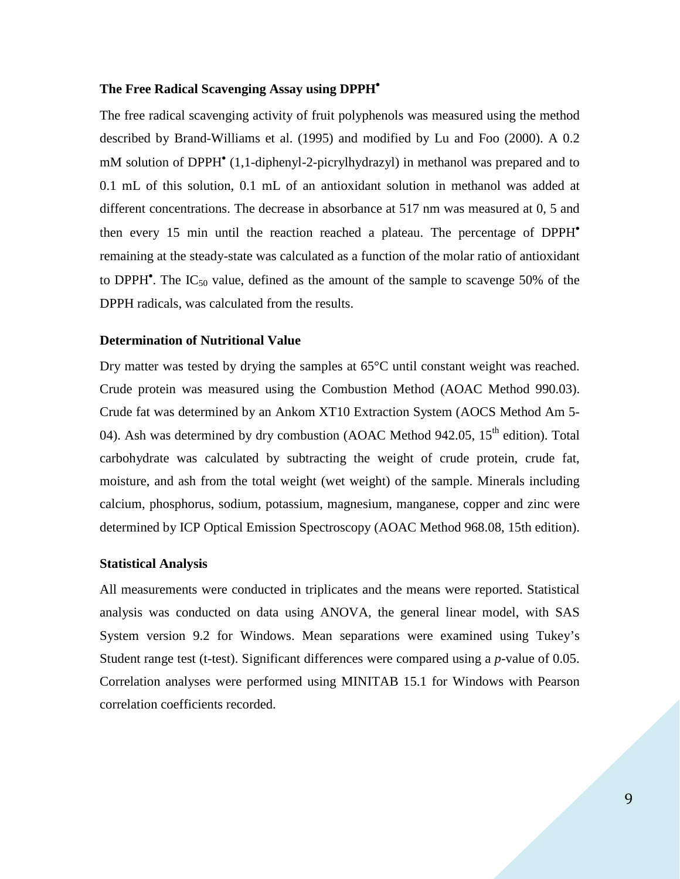### The Free Radical Scavenging Assay using DPPH$^{\bullet}$

The free radical scavenging activity of fruit polyphenols was measured using the method described by Brand-Williams et al. (1995) and modified by Lu and Foo (2000). A 0.2 mM solution of DPPH$^{\bullet}$ (1,1-diphenyl-2-picrylhydrazyl) in methanol was prepared and to 0.1 mL of this solution, 0.1 mL of an antioxidant solution in methanol was added at different concentrations. The decrease in absorbance at 517 nm was measured at 0, 5 and then every 15 min until the reaction reached a plateau. The percentage of DPPH$^{\bullet}$ remaining at the steady-state was calculated as a function of the molar ratio of antioxidant to DPPH$^{\bullet}$. The $IC_{50}$ value, defined as the amount of the sample to scavenge 50% of the DPPH radicals, was calculated from the results.

### Determination of Nutritional Value

Dry matter was tested by drying the samples at 65°C until constant weight was reached. Crude protein was measured using the Combustion Method (AOAC Method 990.03). Crude fat was determined by an Ankom XT10 Extraction System (AOCS Method Am 5-04). Ash was determined by dry combustion (AOAC Method 942.05, 15$^{th}$ edition). Total carbohydrate was calculated by subtracting the weight of crude protein, crude fat, moisture, and ash from the total weight (wet weight) of the sample. Minerals including calcium, phosphorus, sodium, potassium, magnesium, manganese, copper and zinc were determined by ICP Optical Emission Spectroscopy (AOAC Method 968.08, 15th edition).

### Statistical Analysis

All measurements were conducted in triplicates and the means were reported. Statistical analysis was conducted on data using ANOVA, the general linear model, with SAS System version 9.2 for Windows. Mean separations were examined using Tukey's Student range test (t-test). Significant differences were compared using a *p*-value of 0.05. Correlation analyses were performed using MINITAB 15.1 for Windows with Pearson correlation coefficients recorded.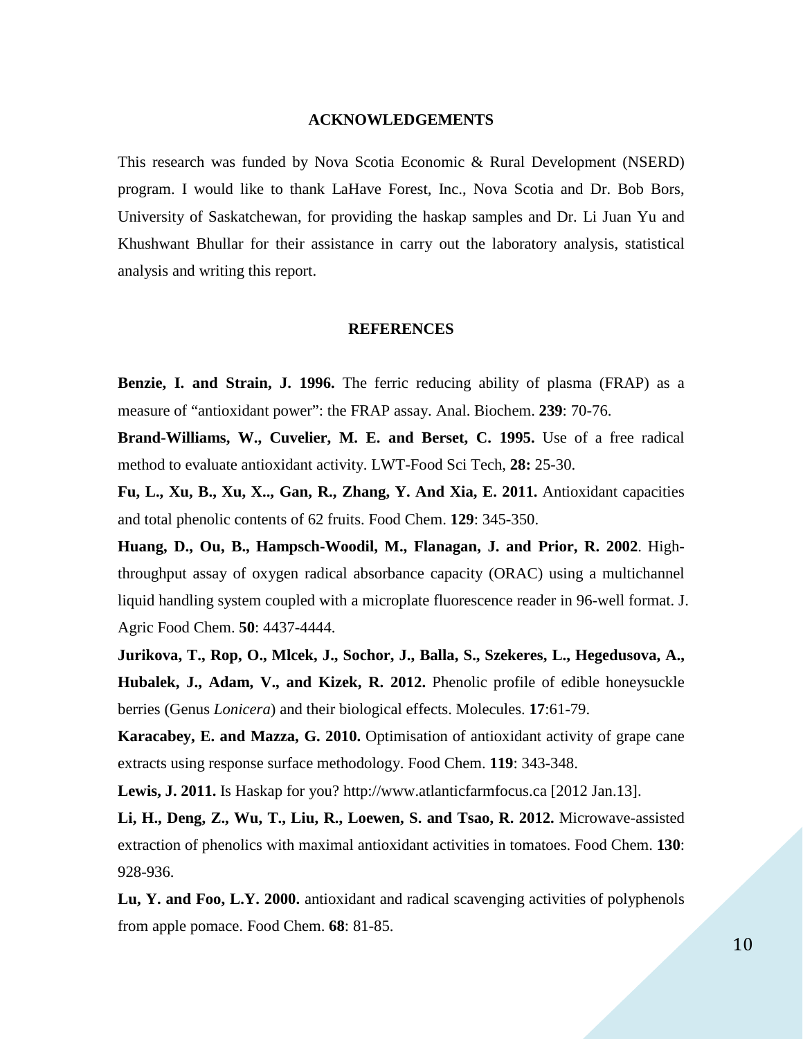## ACKNOWLEDGEMENTS

This research was funded by Nova Scotia Economic & Rural Development (NSERD) program. I would like to thank LaHave Forest, Inc., Nova Scotia and Dr. Bob Bors, University of Saskatchewan, for providing the haskap samples and Dr. Li Juan Yu and Khushwant Bhullar for their assistance in carry out the laboratory analysis, statistical analysis and writing this report.

## REFERENCES

**Benzie, I. and Strain, J. 1996.** The ferric reducing ability of plasma (FRAP) as a measure of "antioxidant power": the FRAP assay. Anal. Biochem. **239**: 70-76.

**Brand-Williams, W., Cuvelier, M. E. and Berset, C. 1995.** Use of a free radical method to evaluate antioxidant activity. LWT-Food Sci Tech, **28:** 25-30.

**Fu, L., Xu, B., Xu, X.., Gan, R., Zhang, Y. And Xia, E. 2011.** Antioxidant capacities and total phenolic contents of 62 fruits. Food Chem. **129**: 345-350.

**Huang, D., Ou, B., Hampsch-Woodil, M., Flanagan, J. and Prior, R. 2002**. High-throughput assay of oxygen radical absorbance capacity (ORAC) using a multichannel liquid handling system coupled with a microplate fluorescence reader in 96-well format. J. Agric Food Chem. **50**: 4437-4444.

**Jurikova, T., Rop, O., Mlcek, J., Sochor, J., Balla, S., Szekeres, L., Hegedusova, A., Hubalek, J., Adam, V., and Kizek, R. 2012.** Phenolic profile of edible honeysuckle berries (Genus *Lonicera*) and their biological effects. Molecules. **17**:61-79.

**Karacabey, E. and Mazza, G. 2010.** Optimisation of antioxidant activity of grape cane extracts using response surface methodology. Food Chem. **119**: 343-348.

**Lewis, J. 2011.** Is Haskap for you? http://www.atlanticfarmfocus.ca [2012 Jan.13].

**Li, H., Deng, Z., Wu, T., Liu, R., Loewen, S. and Tsao, R. 2012.** Microwave-assisted extraction of phenolics with maximal antioxidant activities in tomatoes. Food Chem. **130**: 928-936.

**Lu, Y. and Foo, L.Y. 2000.** antioxidant and radical scavenging activities of polyphenols from apple pomace. Food Chem. **68**: 81-85.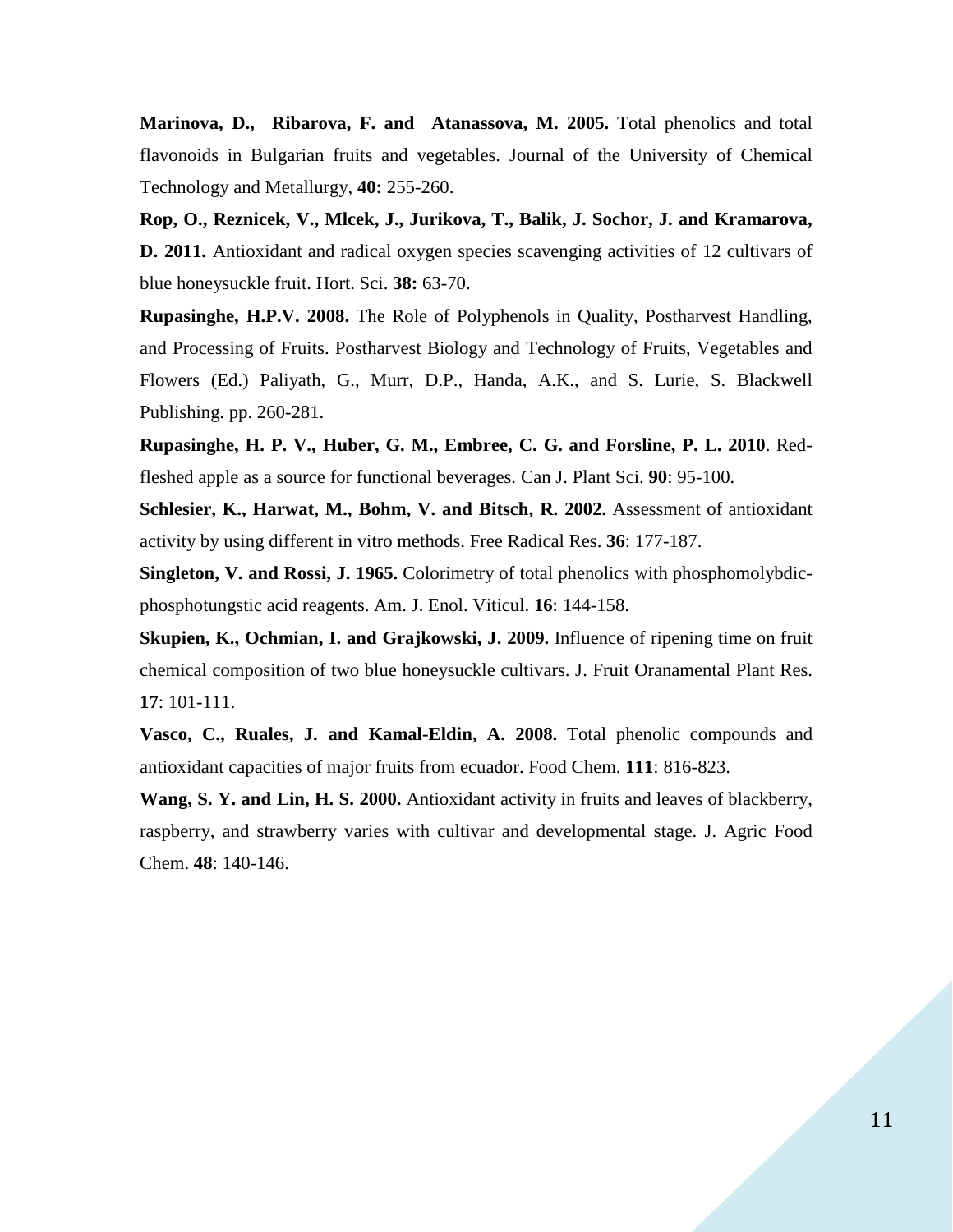**Marinova, D., Ribarova, F. and Atanassova, M. 2005.** Total phenolics and total flavonoids in Bulgarian fruits and vegetables. Journal of the University of Chemical Technology and Metallurgy, **40:** 255-260.

**Rop, O., Reznicek, V., Mlcek, J., Jurikova, T., Balik, J. Sochor, J. and Kramarova, D. 2011.** Antioxidant and radical oxygen species scavenging activities of 12 cultivars of blue honeysuckle fruit. Hort. Sci. **38:** 63-70.

**Rupasinghe, H.P.V. 2008.** The Role of Polyphenols in Quality, Postharvest Handling, and Processing of Fruits. Postharvest Biology and Technology of Fruits, Vegetables and Flowers (Ed.) Paliyath, G., Murr, D.P., Handa, A.K., and S. Lurie, S. Blackwell Publishing. pp. 260-281.

**Rupasinghe, H. P. V., Huber, G. M., Embree, C. G. and Forsline, P. L. 2010**. Red-fleshed apple as a source for functional beverages. Can J. Plant Sci. **90**: 95-100.

**Schlesier, K., Harwat, M., Bohm, V. and Bitsch, R. 2002.** Assessment of antioxidant activity by using different in vitro methods. Free Radical Res. **36**: 177-187.

**Singleton, V. and Rossi, J. 1965.** Colorimetry of total phenolics with phosphomolybdic-phosphotungstic acid reagents. Am. J. Enol. Viticul. **16**: 144-158.

**Skupien, K., Ochmian, I. and Grajkowski, J. 2009.** Influence of ripening time on fruit chemical composition of two blue honeysuckle cultivars. J. Fruit Oranamental Plant Res. **17**: 101-111.

**Vasco, C., Ruales, J. and Kamal-Eldin, A. 2008.** Total phenolic compounds and antioxidant capacities of major fruits from ecuador. Food Chem. **111**: 816-823.

**Wang, S. Y. and Lin, H. S. 2000.** Antioxidant activity in fruits and leaves of blackberry, raspberry, and strawberry varies with cultivar and developmental stage. J. Agric Food Chem. **48**: 140-146.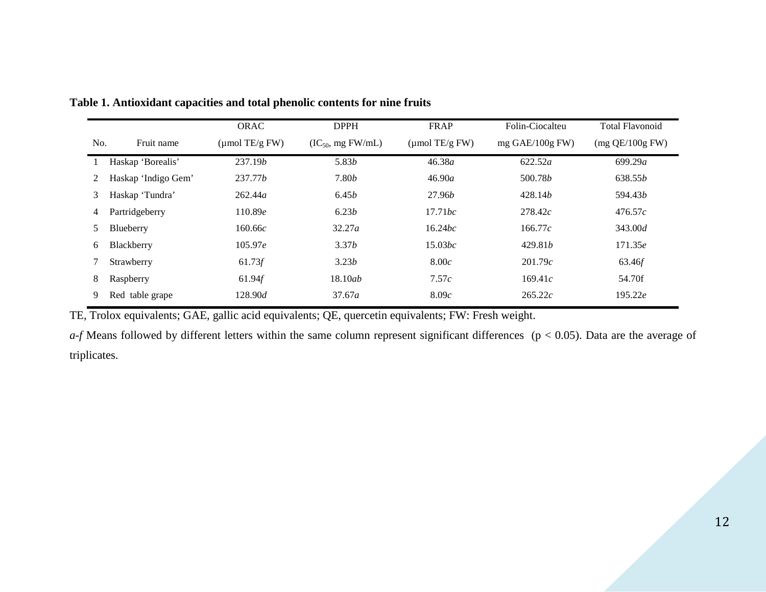**Table 1. Antioxidant capacities and total phenolic contents for nine fruits**

| No. | Fruit name | ORAC (μmol TE/g FW) | DPPH ($IC_{50}$, mg FW/mL) | FRAP (μmol TE/g FW) | Folin-Ciocalteu mg GAE/100g FW) | Total Flavonoid (mg QE/100g FW) |
|---|---|---|---|---|---|---|
| 1 | Haskap 'Borealis' | 237.19*b* | 5.83*b* | 46.38*a* | 622.52*a* | 699.29*a* |
| 2 | Haskap 'Indigo Gem' | 237.77*b* | 7.80*b* | 46.90*a* | 500.78*b* | 638.55*b* |
| 3 | Haskap 'Tundra' | 262.44*a* | 6.45*b* | 27.96*b* | 428.14*b* | 594.43*b* |
| 4 | Partridgeberry | 110.89*e* | 6.23*b* | 17.71*bc* | 278.42*c* | 476.57*c* |
| 5 | Blueberry | 160.66*c* | 32.27*a* | 16.24*bc* | 166.77*c* | 343.00*d* |
| 6 | Blackberry | 105.97*e* | 3.37*b* | 15.03*bc* | 429.81*b* | 171.35*e* |
| 7 | Strawberry | 61.73*f* | 3.23*b* | 8.00*c* | 201.79*c* | 63.46*f* |
| 8 | Raspberry | 61.94*f* | 18.10*ab* | 7.57*c* | 169.41*c* | 54.70f |
| 9 | Red table grape | 128.90*d* | 37.67*a* | 8.09*c* | 265.22*c* | 195.22*e* |

TE, Trolox equivalents; GAE, gallic acid equivalents; QE, quercetin equivalents; FW: Fresh weight.

*a-f* Means followed by different letters within the same column represent significant differences ($p < 0.05$). Data are the average of triplicates.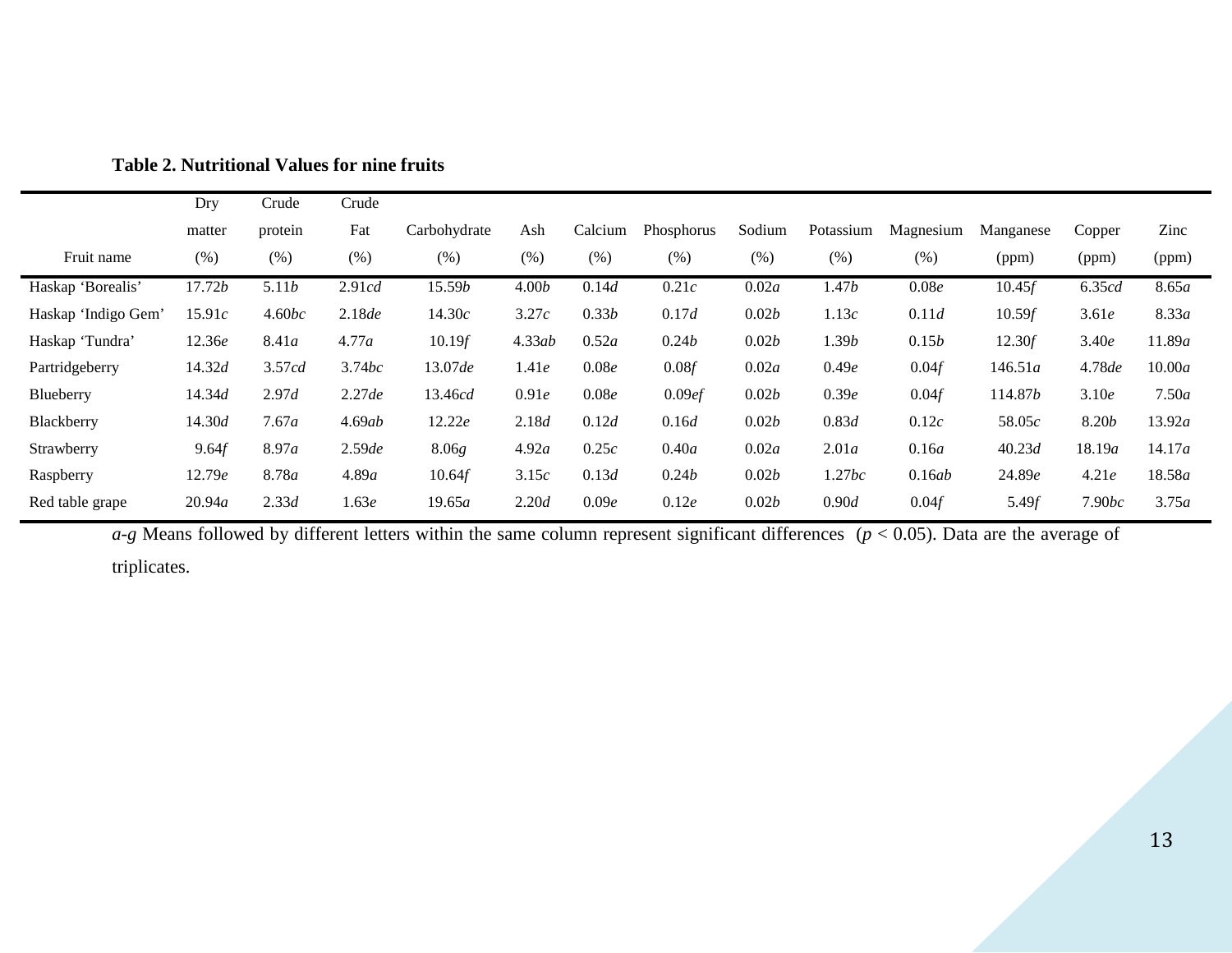**Table 2. Nutritional Values for nine fruits**

| Fruit name | Dry matter (%) | Crude protein (%) | Crude Fat (%) | Carbohydrate (%) | Ash (%) | Calcium (%) | Phosphorus (%) | Sodium (%) | Potassium (%) | Magnesium (%) | Manganese (ppm) | Copper (ppm) | Zinc (ppm) |
|---|---|---|---|---|---|---|---|---|---|---|---|---|---|
| Haskap 'Borealis' | 17.72*b* | 5.11*b* | 2.91*cd* | 15.59*b* | 4.00*b* | 0.14*d* | 0.21*c* | 0.02*a* | 1.47*b* | 0.08*e* | 10.45*f* | 6.35*cd* | 8.65*a* |
| Haskap 'Indigo Gem' | 15.91*c* | 4.60*bc* | 2.18*de* | 14.30*c* | 3.27*c* | 0.33*b* | 0.17*d* | 0.02*b* | 1.13*c* | 0.11*d* | 10.59*f* | 3.61*e* | 8.33*a* |
| Haskap 'Tundra' | 12.36*e* | 8.41*a* | 4.77*a* | 10.19*f* | 4.33*ab* | 0.52*a* | 0.24*b* | 0.02*b* | 1.39*b* | 0.15*b* | 12.30*f* | 3.40*e* | 11.89*a* |
| Partridgeberry | 14.32*d* | 3.57*cd* | 3.74*bc* | 13.07*de* | 1.41*e* | 0.08*e* | 0.08*f* | 0.02*a* | 0.49*e* | 0.04*f* | 146.51*a* | 4.78*de* | 10.00*a* |
| Blueberry | 14.34*d* | 2.97*d* | 2.27*de* | 13.46*cd* | 0.91*e* | 0.08*e* | 0.09*ef* | 0.02*b* | 0.39*e* | 0.04*f* | 114.87*b* | 3.10*e* | 7.50*a* |
| Blackberry | 14.30*d* | 7.67*a* | 4.69*ab* | 12.22*e* | 2.18*d* | 0.12*d* | 0.16*d* | 0.02*b* | 0.83*d* | 0.12*c* | 58.05*c* | 8.20*b* | 13.92*a* |
| Strawberry | 9.64*f* | 8.97*a* | 2.59*de* | 8.06*g* | 4.92*a* | 0.25*c* | 0.40*a* | 0.02*a* | 2.01*a* | 0.16*a* | 40.23*d* | 18.19*a* | 14.17*a* |
| Raspberry | 12.79*e* | 8.78*a* | 4.89*a* | 10.64*f* | 3.15*c* | 0.13*d* | 0.24*b* | 0.02*b* | 1.27*bc* | 0.16*ab* | 24.89*e* | 4.21*e* | 18.58*a* |
| Red table grape | 20.94*a* | 2.33*d* | 1.63*e* | 19.65*a* | 2.20*d* | 0.09*e* | 0.12*e* | 0.02*b* | 0.90*d* | 0.04*f* | 5.49*f* | 7.90*bc* | 3.75*a* |

*a*-*g* Means followed by different letters within the same column represent significant differences ($p < 0.05$). Data are the average of triplicates.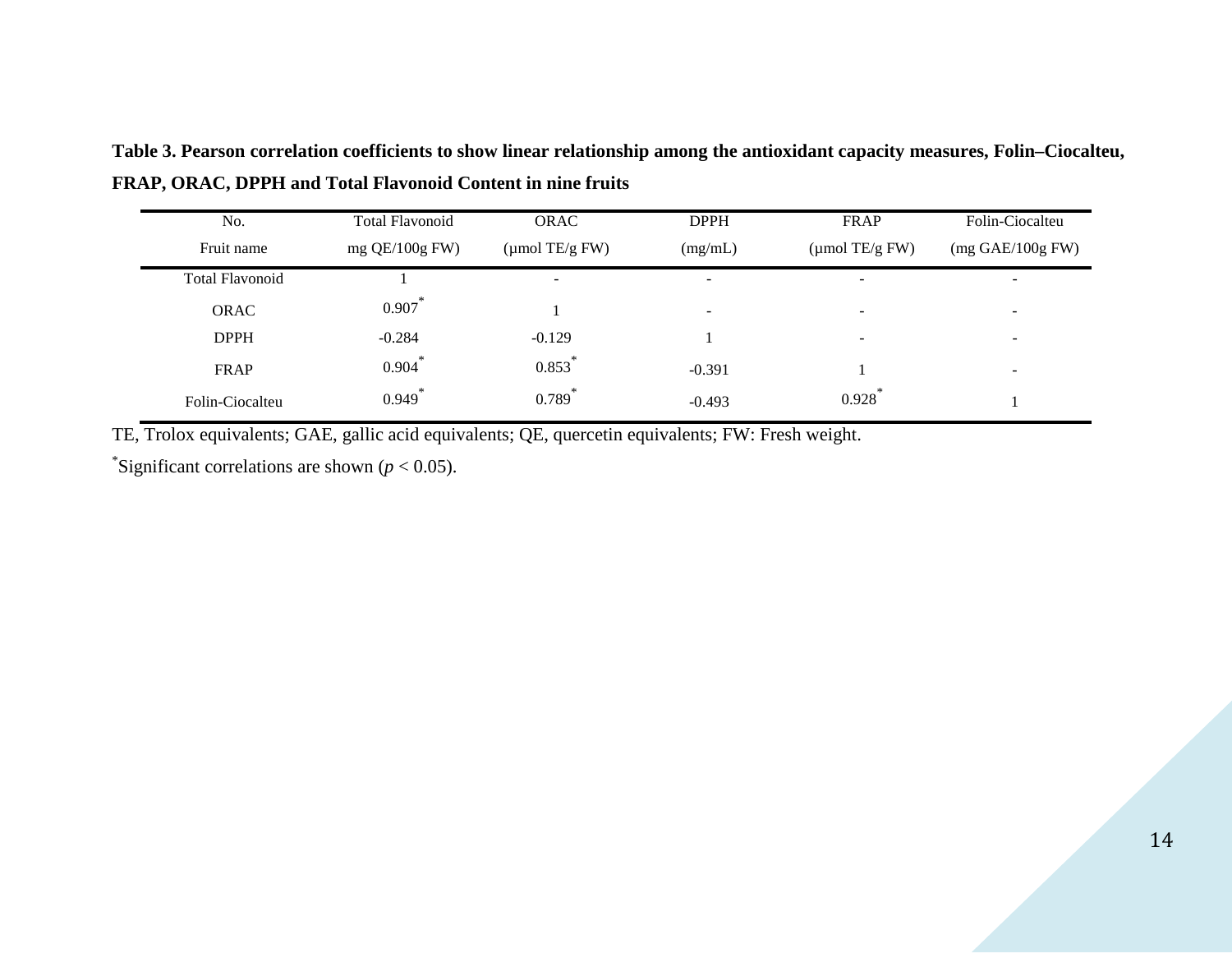**Table 3. Pearson correlation coefficients to show linear relationship among the antioxidant capacity measures, Folin–Ciocalteu, FRAP, ORAC, DPPH and Total Flavonoid Content in nine fruits**

| No.<br>Fruit name | Total Flavonoid<br>mg QE/100g FW) | ORAC<br>(μmol TE/g FW) | DPPH<br>(mg/mL) | FRAP<br>(μmol TE/g FW) | Folin-Ciocalteu<br>(mg GAE/100g FW) |
|---|---|---|---|---|---|
| Total Flavonoid | 1 | - | - | - | - |
| ORAC | 0.907* | 1 | - | - | - |
| DPPH | -0.284 | -0.129 | 1 | - | - |
| FRAP | 0.904* | 0.853* | -0.391 | 1 | - |
| Folin-Ciocalteu | 0.949* | 0.789* | -0.493 | 0.928* | 1 |

TE, Trolox equivalents; GAE, gallic acid equivalents; QE, quercetin equivalents; FW: Fresh weight.

*Significant correlations are shown ($p < 0.05$).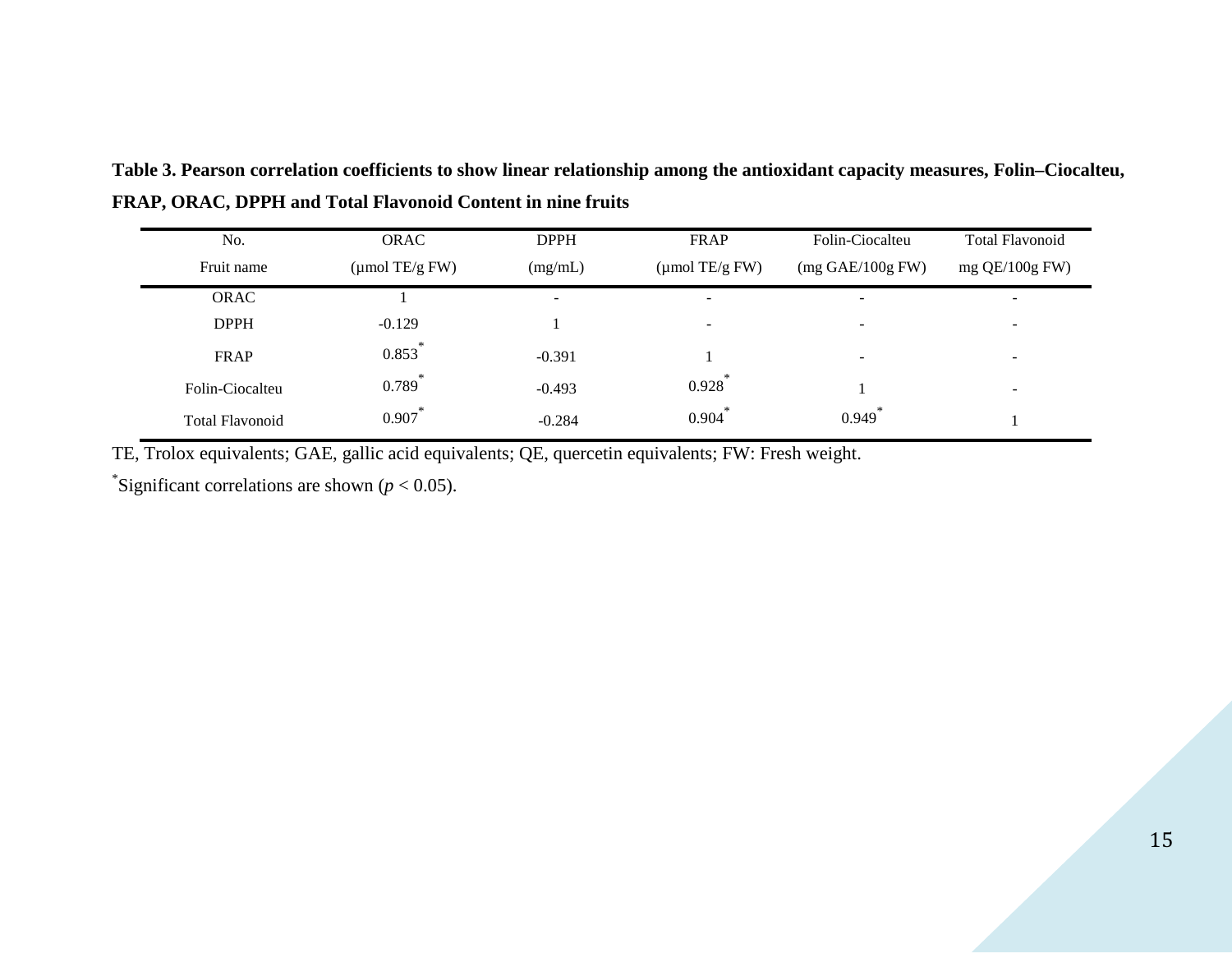**Table 3. Pearson correlation coefficients to show linear relationship among the antioxidant capacity measures, Folin–Ciocalteu, FRAP, ORAC, DPPH and Total Flavonoid Content in nine fruits**

| No.<br>Fruit name | ORAC<br>(µmol TE/g FW) | DPPH<br>(mg/mL) | FRAP<br>(µmol TE/g FW) | Folin-Ciocalteu<br>(mg GAE/100g FW) | Total Flavonoid<br>mg QE/100g FW) |
|---|---|---|---|---|---|
| ORAC | 1 | - | - | - | - |
| DPPH | -0.129 | 1 | - | - | - |
| FRAP | 0.853* | -0.391 | 1 | - | - |
| Folin-Ciocalteu | 0.789* | -0.493 | 0.928* | 1 | - |
| Total Flavonoid | 0.907* | -0.284 | 0.904* | 0.949* | 1 |

TE, Trolox equivalents; GAE, gallic acid equivalents; QE, quercetin equivalents; FW: Fresh weight.

*Significant correlations are shown ($p < 0.05$).